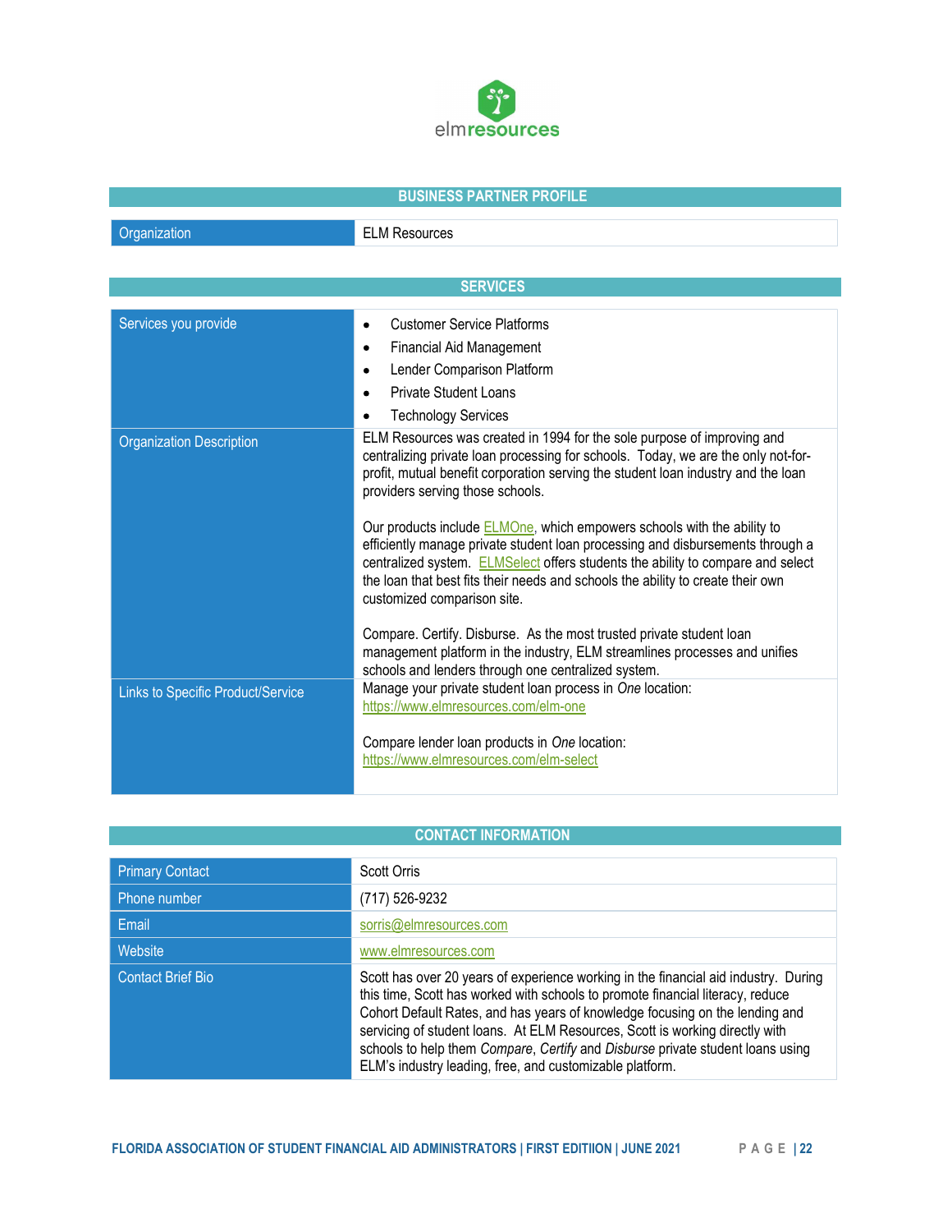elmresources

## BUSINESS PARTNER PROFILE

| Organization | ELM Resources |
|---|---|

## SERVICES

| | |
|---|---|
| Services you provide | • Customer Service Platforms<br>• Financial Aid Management<br>• Lender Comparison Platform<br>• Private Student Loans<br>• Technology Services |
| Organization Description | ELM Resources was created in 1994 for the sole purpose of improving and centralizing private loan processing for schools. Today, we are the only not-for-profit, mutual benefit corporation serving the student loan industry and the loan providers serving those schools.<br><br>Our products include ELMOne, which empowers schools with the ability to efficiently manage private student loan processing and disbursements through a centralized system. ELMSelect offers students the ability to compare and select the loan that best fits their needs and schools the ability to create their own customized comparison site.<br><br>Compare. Certify. Disburse. As the most trusted private student loan management platform in the industry, ELM streamlines processes and unifies schools and lenders through one centralized system. |
| Links to Specific Product/Service | Manage your private student loan process in *One* location:<br>https://www.elmresources.com/elm-one<br><br>Compare lender loan products in *One* location:<br>https://www.elmresources.com/elm-select |

## CONTACT INFORMATION

| | |
|---|---|
| Primary Contact | Scott Orris |
| Phone number | (717) 526-9232 |
| Email | sorris@elmresources.com |
| Website | www.elmresources.com |
| Contact Brief Bio | Scott has over 20 years of experience working in the financial aid industry. During this time, Scott has worked with schools to promote financial literacy, reduce Cohort Default Rates, and has years of knowledge focusing on the lending and servicing of student loans. At ELM Resources, Scott is working directly with schools to help them *Compare*, *Certify* and *Disburse* private student loans using ELM's industry leading, free, and customizable platform. |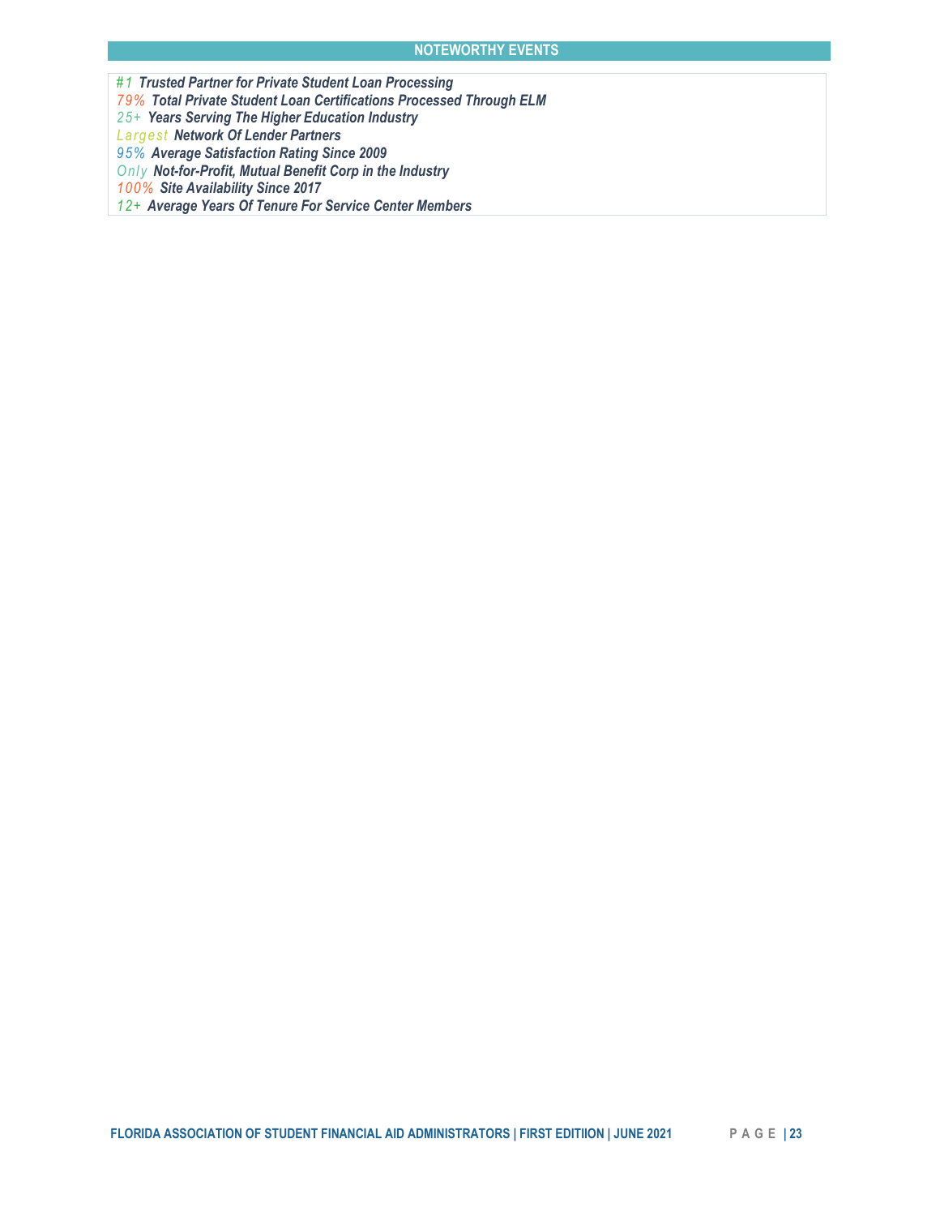## NOTEWORTHY EVENTS

*#1* ***Trusted Partner for Private Student Loan Processing***
*79%* ***Total Private Student Loan Certifications Processed Through ELM***
*25+* ***Years Serving The Higher Education Industry***
*Largest* ***Network Of Lender Partners***
*95%* ***Average Satisfaction Rating Since 2009***
*Only* ***Not-for-Profit, Mutual Benefit Corp in the Industry***
*100%* ***Site Availability Since 2017***
*12+* ***Average Years Of Tenure For Service Center Members***